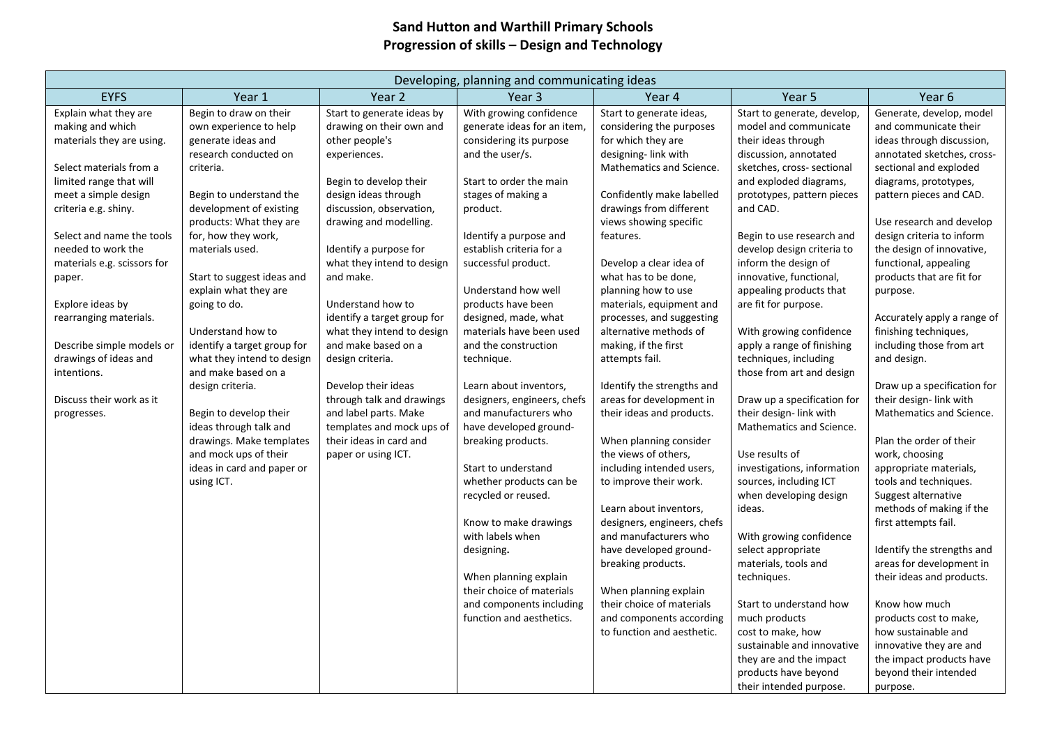# Sand Hutton and Warthill Primary Schools
## Progression of skills – Design and Technology

| Developing, planning and communicating ideas | | | | | | |
|---|---|---|---|---|---|---|
| **EYFS** | **Year 1** | **Year 2** | **Year 3** | **Year 4** | **Year 5** | **Year 6** |
| Explain what they are making and which materials they are using.<br><br>Select materials from a limited range that will meet a simple design criteria e.g. shiny.<br><br>Select and name the tools needed to work the materials e.g. scissors for paper.<br><br>Explore ideas by rearranging materials.<br><br>Describe simple models or drawings of ideas and intentions.<br><br>Discuss their work as it progresses. | Begin to draw on their own experience to help generate ideas and research conducted on criteria.<br><br>Begin to understand the development of existing products: What they are for, how they work, materials used.<br><br>Start to suggest ideas and explain what they are going to do.<br><br>Understand how to identify a target group for what they intend to design and make based on a design criteria.<br><br>Begin to develop their ideas through talk and drawings. Make templates and mock ups of their ideas in card and paper or using ICT. | Start to generate ideas by drawing on their own and other people's experiences.<br><br>Begin to develop their design ideas through discussion, observation, drawing and modelling.<br><br>Identify a purpose for what they intend to design and make.<br><br>Understand how to identify a target group for what they intend to design and make based on a design criteria.<br><br>Develop their ideas through talk and drawings and label parts. Make templates and mock ups of their ideas in card and paper or using ICT. | With growing confidence generate ideas for an item, considering its purpose and the user/s.<br><br>Start to order the main stages of making a product.<br><br>Identify a purpose and establish criteria for a successful product.<br><br>Understand how well products have been designed, made, what materials have been used and the construction technique.<br><br>Learn about inventors, designers, engineers, chefs and manufacturers who have developed ground-breaking products.<br><br>Start to understand whether products can be recycled or reused.<br><br>Know to make drawings with labels when designing**.**<br><br>When planning explain their choice of materials and components including function and aesthetics. | Start to generate ideas, considering the purposes for which they are designing- link with Mathematics and Science.<br><br>Confidently make labelled drawings from different views showing specific features.<br><br>Develop a clear idea of what has to be done, planning how to use materials, equipment and processes, and suggesting alternative methods of making, if the first attempts fail.<br><br>Identify the strengths and areas for development in their ideas and products.<br><br>When planning consider the views of others, including intended users, to improve their work.<br><br>Learn about inventors, designers, engineers, chefs and manufacturers who have developed ground-breaking products.<br><br>When planning explain their choice of materials and components according to function and aesthetic. | Start to generate, develop, model and communicate their ideas through discussion, annotated sketches, cross- sectional and exploded diagrams, prototypes, pattern pieces and CAD.<br><br>Begin to use research and develop design criteria to inform the design of innovative, functional, appealing products that are fit for purpose.<br><br>With growing confidence apply a range of finishing techniques, including those from art and design<br><br>Draw up a specification for their design- link with Mathematics and Science.<br><br>Use results of investigations, information sources, including ICT when developing design ideas.<br><br>With growing confidence select appropriate materials, tools and techniques.<br><br>Start to understand how much products cost to make, how sustainable and innovative they are and the impact products have beyond their intended purpose. | Generate, develop, model and communicate their ideas through discussion, annotated sketches, cross-sectional and exploded diagrams, prototypes, pattern pieces and CAD.<br><br>Use research and develop design criteria to inform the design of innovative, functional, appealing products that are fit for purpose.<br><br>Accurately apply a range of finishing techniques, including those from art and design.<br><br>Draw up a specification for their design- link with Mathematics and Science.<br><br>Plan the order of their work, choosing appropriate materials, tools and techniques. Suggest alternative methods of making if the first attempts fail.<br><br>Identify the strengths and areas for development in their ideas and products.<br><br>Know how much products cost to make, how sustainable and innovative they are and the impact products have beyond their intended purpose. |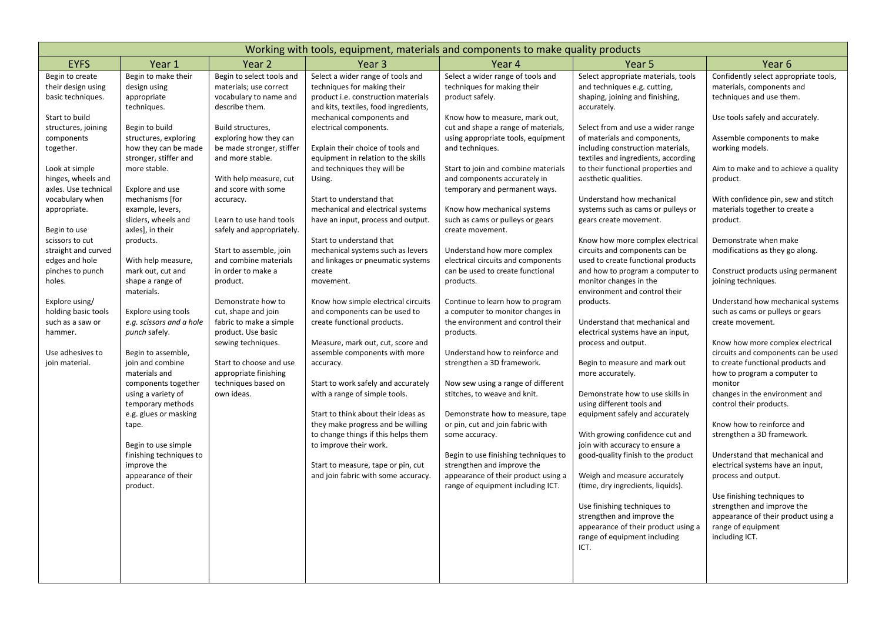| Working with tools, equipment, materials and components to make quality products | | | | | | |
|---|---|---|---|---|---|---|
| EYFS | Year 1 | Year 2 | Year 3 | Year 4 | Year 5 | Year 6 |
| Begin to create their design using basic techniques.<br><br>Start to build structures, joining components together.<br><br>Look at simple hinges, wheels and axles. Use technical vocabulary when appropriate.<br><br>Begin to use scissors to cut straight and curved edges and hole pinches to punch holes.<br><br>Explore using/ holding basic tools such as a saw or hammer.<br><br>Use adhesives to join material. | Begin to make their design using appropriate techniques.<br><br>Begin to build structures, exploring how they can be made stronger, stiffer and more stable.<br><br>Explore and use mechanisms [for example, levers, sliders, wheels and axles], in their products.<br><br>With help measure, mark out, cut and shape a range of materials.<br><br>Explore using tools *e.g. scissors and a hole punch* safely.<br><br>Begin to assemble, join and combine materials and components together using a variety of temporary methods e.g. glues or masking tape.<br><br>Begin to use simple finishing techniques to improve the appearance of their product. | Begin to select tools and materials; use correct vocabulary to name and describe them.<br><br>Build structures, exploring how they can be made stronger, stiffer and more stable.<br><br>With help measure, cut and score with some accuracy.<br><br>Learn to use hand tools safely and appropriately.<br><br>Start to assemble, join and combine materials in order to make a product.<br><br>Demonstrate how to cut, shape and join fabric to make a simple product. Use basic sewing techniques.<br><br>Start to choose and use appropriate finishing techniques based on own ideas. | Select a wider range of tools and techniques for making their product i.e. construction materials and kits, textiles, food ingredients, mechanical components and electrical components.<br><br>Explain their choice of tools and equipment in relation to the skills and techniques they will be Using.<br><br>Start to understand that mechanical and electrical systems have an input, process and output.<br><br>Start to understand that mechanical systems such as levers and linkages or pneumatic systems create movement.<br><br>Know how simple electrical circuits and components can be used to create functional products.<br><br>Measure, mark out, cut, score and assemble components with more accuracy.<br><br>Start to work safely and accurately with a range of simple tools.<br><br>Start to think about their ideas as they make progress and be willing to change things if this helps them to improve their work.<br><br>Start to measure, tape or pin, cut and join fabric with some accuracy. | Select a wider range of tools and techniques for making their product safely.<br><br>Know how to measure, mark out, cut and shape a range of materials, using appropriate tools, equipment and techniques.<br><br>Start to join and combine materials and components accurately in temporary and permanent ways.<br><br>Know how mechanical systems such as cams or pulleys or gears create movement.<br><br>Understand how more complex electrical circuits and components can be used to create functional products.<br><br>Continue to learn how to program a computer to monitor changes in the environment and control their products.<br><br>Understand how to reinforce and strengthen a 3D framework.<br><br>Now sew using a range of different stitches, to weave and knit.<br><br>Demonstrate how to measure, tape or pin, cut and join fabric with some accuracy.<br><br>Begin to use finishing techniques to strengthen and improve the appearance of their product using a range of equipment including ICT. | Select appropriate materials, tools and techniques e.g. cutting, shaping, joining and finishing, accurately.<br><br>Select from and use a wider range of materials and components, including construction materials, textiles and ingredients, according to their functional properties and aesthetic qualities.<br><br>Understand how mechanical systems such as cams or pulleys or gears create movement.<br><br>Know how more complex electrical circuits and components can be used to create functional products and how to program a computer to monitor changes in the environment and control their products.<br><br>Understand that mechanical and electrical systems have an input, process and output.<br><br>Begin to measure and mark out more accurately.<br><br>Demonstrate how to use skills in using different tools and equipment safely and accurately<br><br>With growing confidence cut and join with accuracy to ensure a good-quality finish to the product<br><br>Weigh and measure accurately (time, dry ingredients, liquids).<br><br>Use finishing techniques to strengthen and improve the appearance of their product using a range of equipment including ICT. | Confidently select appropriate tools, materials, components and techniques and use them.<br><br>Use tools safely and accurately.<br><br>Assemble components to make working models.<br><br>Aim to make and to achieve a quality product.<br><br>With confidence pin, sew and stitch materials together to create a product.<br><br>Demonstrate when make modifications as they go along.<br><br>Construct products using permanent joining techniques.<br><br>Understand how mechanical systems such as cams or pulleys or gears create movement.<br><br>Know how more complex electrical circuits and components can be used to create functional products and how to program a computer to monitor changes in the environment and control their products.<br><br>Know how to reinforce and strengthen a 3D framework.<br><br>Understand that mechanical and electrical systems have an input, process and output.<br><br>Use finishing techniques to strengthen and improve the appearance of their product using a range of equipment including ICT. |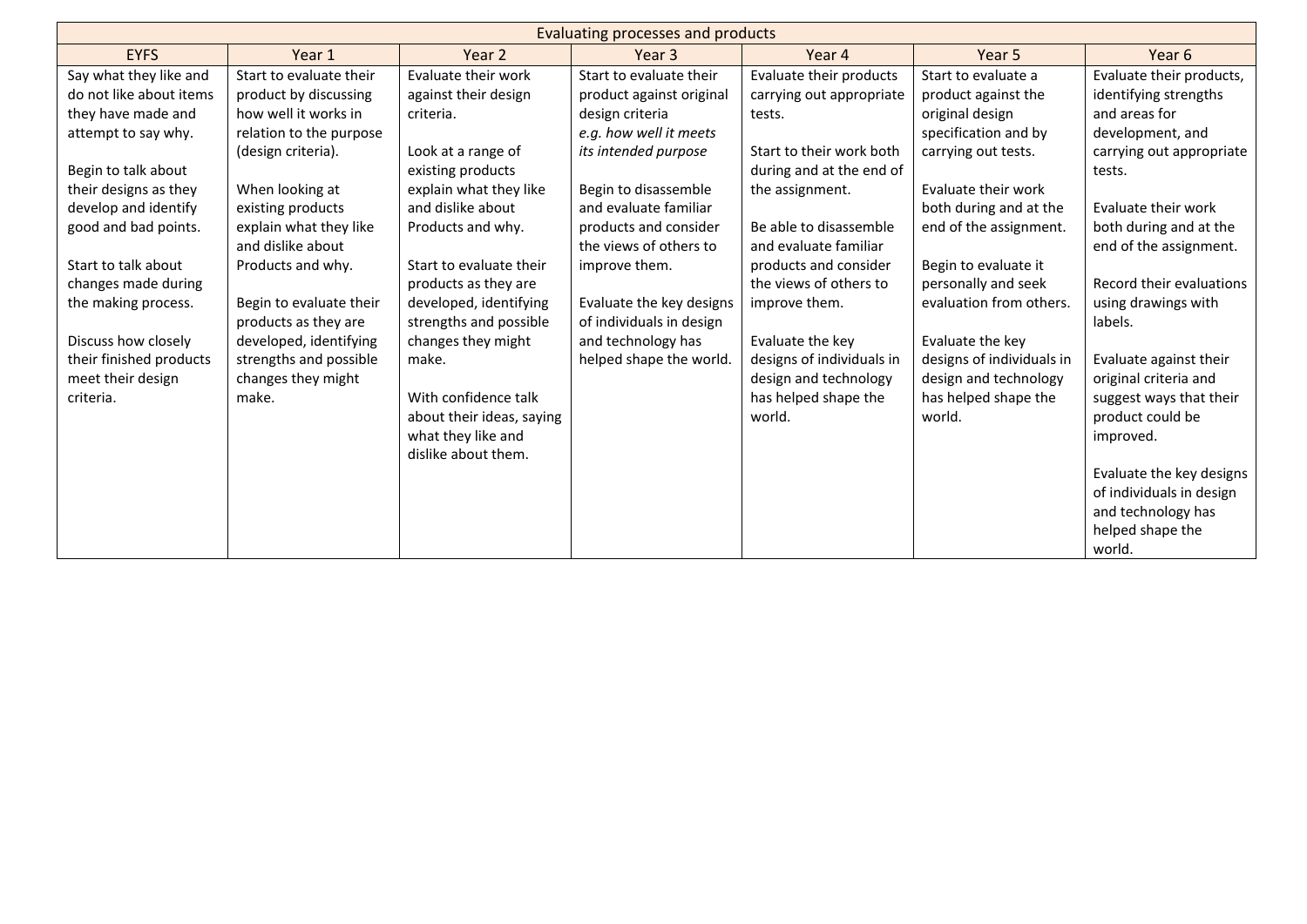| Evaluating processes and products | | | | | | |
|---|---|---|---|---|---|---|
| EYFS | Year 1 | Year 2 | Year 3 | Year 4 | Year 5 | Year 6 |
| Say what they like and do not like about items they have made and attempt to say why.<br><br>Begin to talk about their designs as they develop and identify good and bad points.<br><br>Start to talk about changes made during the making process.<br><br>Discuss how closely their finished products meet their design criteria. | Start to evaluate their product by discussing how well it works in relation to the purpose (design criteria).<br><br>When looking at existing products explain what they like and dislike about Products and why.<br><br>Begin to evaluate their products as they are developed, identifying strengths and possible changes they might make. | Evaluate their work against their design criteria.<br><br>Look at a range of existing products explain what they like and dislike about Products and why.<br><br>Start to evaluate their products as they are developed, identifying strengths and possible changes they might make.<br><br>With confidence talk about their ideas, saying what they like and dislike about them. | Start to evaluate their product against original design criteria *e.g. how well it meets its intended purpose*<br><br>Begin to disassemble and evaluate familiar products and consider the views of others to improve them.<br><br>Evaluate the key designs of individuals in design and technology has helped shape the world. | Evaluate their products carrying out appropriate tests.<br><br>Start to their work both during and at the end of the assignment.<br><br>Be able to disassemble and evaluate familiar products and consider the views of others to improve them.<br><br>Evaluate the key designs of individuals in design and technology has helped shape the world. | Start to evaluate a product against the original design specification and by carrying out tests.<br><br>Evaluate their work both during and at the end of the assignment.<br><br>Begin to evaluate it personally and seek evaluation from others.<br><br>Evaluate the key designs of individuals in design and technology has helped shape the world. | Evaluate their products, identifying strengths and areas for development, and carrying out appropriate tests.<br><br>Evaluate their work both during and at the end of the assignment.<br><br>Record their evaluations using drawings with labels.<br><br>Evaluate against their original criteria and suggest ways that their product could be improved.<br><br>Evaluate the key designs of individuals in design and technology has helped shape the world. |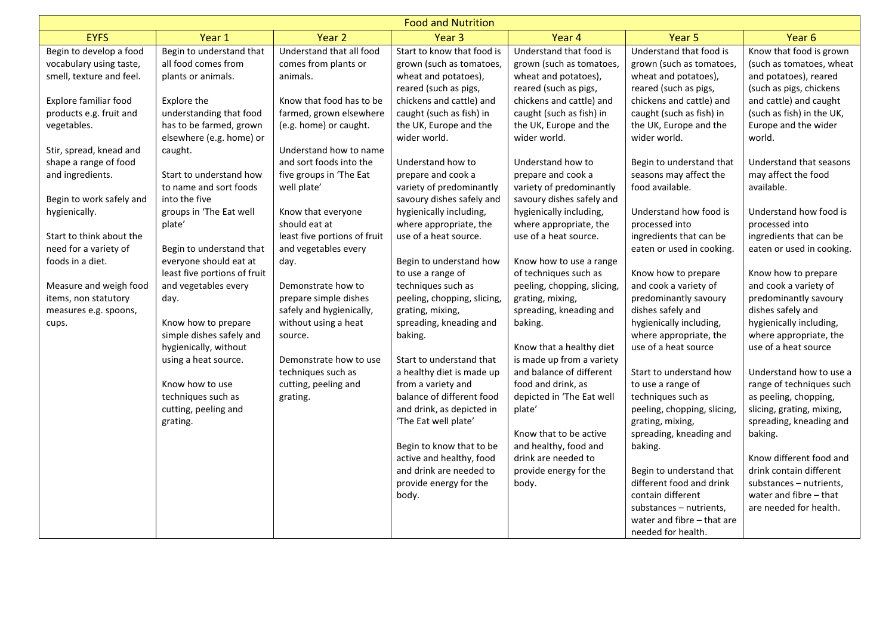| Food and Nutrition | | | | | | |
|---|---|---|---|---|---|---|
| EYFS | Year 1 | Year 2 | Year 3 | Year 4 | Year 5 | Year 6 |
| Begin to develop a food vocabulary using taste, smell, texture and feel.<br><br>Explore familiar food products e.g. fruit and vegetables.<br><br>Stir, spread, knead and shape a range of food and ingredients.<br><br>Begin to work safely and hygienically.<br><br>Start to think about the need for a variety of foods in a diet.<br><br>Measure and weigh food items, non statutory measures e.g. spoons, cups. | Begin to understand that all food comes from plants or animals.<br><br>Explore the understanding that food has to be farmed, grown elsewhere (e.g. home) or caught.<br><br>Start to understand how to name and sort foods into the five groups in 'The Eat well plate'<br><br>Begin to understand that everyone should eat at least five portions of fruit and vegetables every day.<br><br>Know how to prepare simple dishes safely and hygienically, without using a heat source.<br><br>Know how to use techniques such as cutting, peeling and grating. | Understand that all food comes from plants or animals.<br><br>Know that food has to be farmed, grown elsewhere (e.g. home) or caught.<br><br>Understand how to name and sort foods into the five groups in 'The Eat well plate'<br><br>Know that everyone should eat at least five portions of fruit and vegetables every day.<br><br>Demonstrate how to prepare simple dishes safely and hygienically, without using a heat source.<br><br>Demonstrate how to use techniques such as cutting, peeling and grating. | Start to know that food is grown (such as tomatoes, wheat and potatoes), reared (such as pigs, chickens and cattle) and caught (such as fish) in the UK, Europe and the wider world.<br><br>Understand how to prepare and cook a variety of predominantly savoury dishes safely and hygienically including, where appropriate, the use of a heat source.<br><br>Begin to understand how to use a range of techniques such as peeling, chopping, slicing, grating, mixing, spreading, kneading and baking.<br><br>Start to understand that a healthy diet is made up from a variety and balance of different food and drink, as depicted in 'The Eat well plate'<br><br>Begin to know that to be active and healthy, food and drink are needed to provide energy for the body. | Understand that food is grown (such as tomatoes, wheat and potatoes), reared (such as pigs, chickens and cattle) and caught (such as fish) in the UK, Europe and the wider world.<br><br>Understand how to prepare and cook a variety of predominantly savoury dishes safely and hygienically including, where appropriate, the use of a heat source.<br><br>Know how to use a range of techniques such as peeling, chopping, slicing, grating, mixing, spreading, kneading and baking.<br><br>Know that a healthy diet is made up from a variety and balance of different food and drink, as depicted in 'The Eat well plate'<br><br>Know that to be active and healthy, food and drink are needed to provide energy for the body. | Understand that food is grown (such as tomatoes, wheat and potatoes), reared (such as pigs, chickens and cattle) and caught (such as fish) in the UK, Europe and the wider world.<br><br>Begin to understand that seasons may affect the food available.<br><br>Understand how food is processed into ingredients that can be eaten or used in cooking.<br><br>Know how to prepare and cook a variety of predominantly savoury dishes safely and hygienically including, where appropriate, the use of a heat source<br><br>Start to understand how to use a range of techniques such as peeling, chopping, slicing, grating, mixing, spreading, kneading and baking.<br><br>Begin to understand that different food and drink contain different substances – nutrients, water and fibre – that are needed for health. | Know that food is grown (such as tomatoes, wheat and potatoes), reared (such as pigs, chickens and cattle) and caught (such as fish) in the UK, Europe and the wider world.<br><br>Understand that seasons may affect the food available.<br><br>Understand how food is processed into ingredients that can be eaten or used in cooking.<br><br>Know how to prepare and cook a variety of predominantly savoury dishes safely and hygienically including, where appropriate, the use of a heat source<br><br>Understand how to use a range of techniques such as peeling, chopping, slicing, grating, mixing, spreading, kneading and baking.<br><br>Know different food and drink contain different substances – nutrients, water and fibre – that are needed for health. |